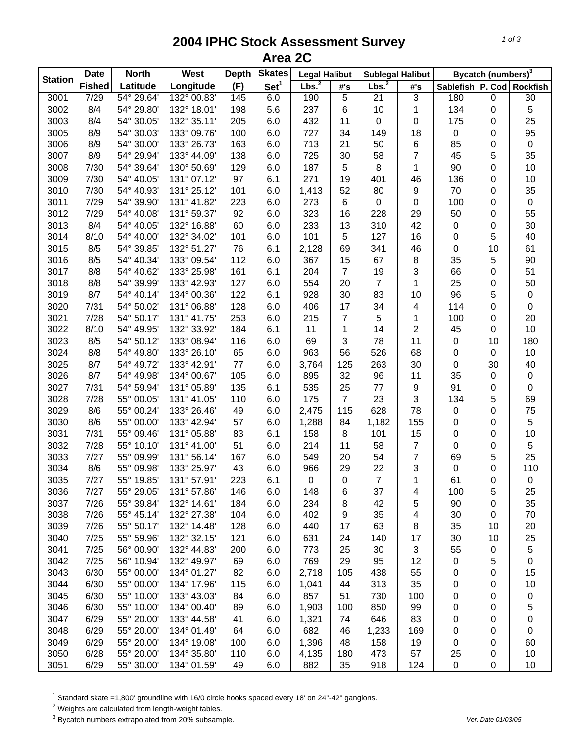# 2004 IPHC Stock Assessment Survey
## Area 2C

| Station | Date Fished | North Latitude | West Longitude | Depth (F) | Skates Set[1] | Legal Halibut | | Sublegal Halibut | | Bycatch (numbers)[3] | | |
|---|---|---|---|---|---|---|---|---|---|---|---|---|
| | | | | | | Lbs.[2] | #'s | Lbs.[2] | #'s | Sablefish | P. Cod | Rockfish |
| 3001 | 7/29 | 54° 29.64' | 132° 00.83' | 145 | 6.0 | 190 | 5 | 21 | 3 | 180 | 0 | 30 |
| 3002 | 8/4 | 54° 29.80' | 132° 18.01' | 198 | 5.6 | 237 | 6 | 10 | 1 | 134 | 0 | 5 |
| 3003 | 8/4 | 54° 30.05' | 132° 35.11' | 205 | 6.0 | 432 | 11 | 0 | 0 | 175 | 0 | 25 |
| 3005 | 8/9 | 54° 30.03' | 133° 09.76' | 100 | 6.0 | 727 | 34 | 149 | 18 | 0 | 0 | 95 |
| 3006 | 8/9 | 54° 30.00' | 133° 26.73' | 163 | 6.0 | 713 | 21 | 50 | 6 | 85 | 0 | 0 |
| 3007 | 8/9 | 54° 29.94' | 133° 44.09' | 138 | 6.0 | 725 | 30 | 58 | 7 | 45 | 5 | 35 |
| 3008 | 7/30 | 54° 39.64' | 130° 50.69' | 129 | 6.0 | 187 | 5 | 8 | 1 | 90 | 0 | 10 |
| 3009 | 7/30 | 54° 40.05' | 131° 07.12' | 97 | 6.1 | 271 | 19 | 401 | 46 | 136 | 0 | 10 |
| 3010 | 7/30 | 54° 40.93' | 131° 25.12' | 101 | 6.0 | 1,413 | 52 | 80 | 9 | 70 | 0 | 35 |
| 3011 | 7/29 | 54° 39.90' | 131° 41.82' | 223 | 6.0 | 273 | 6 | 0 | 0 | 100 | 0 | 0 |
| 3012 | 7/29 | 54° 40.08' | 131° 59.37' | 92 | 6.0 | 323 | 16 | 228 | 29 | 50 | 0 | 55 |
| 3013 | 8/4 | 54° 40.05' | 132° 16.88' | 60 | 6.0 | 233 | 13 | 310 | 42 | 0 | 0 | 30 |
| 3014 | 8/10 | 54° 40.00' | 132° 34.02' | 101 | 6.0 | 101 | 5 | 127 | 16 | 0 | 5 | 40 |
| 3015 | 8/5 | 54° 39.85' | 132° 51.27' | 76 | 6.1 | 2,128 | 69 | 341 | 46 | 0 | 10 | 61 |
| 3016 | 8/5 | 54° 40.34' | 133° 09.54' | 112 | 6.0 | 367 | 15 | 67 | 8 | 35 | 5 | 90 |
| 3017 | 8/8 | 54° 40.62' | 133° 25.98' | 161 | 6.1 | 204 | 7 | 19 | 3 | 66 | 0 | 51 |
| 3018 | 8/8 | 54° 39.99' | 133° 42.93' | 127 | 6.0 | 554 | 20 | 7 | 1 | 25 | 0 | 50 |
| 3019 | 8/7 | 54° 40.14' | 134° 00.36' | 122 | 6.1 | 928 | 30 | 83 | 10 | 96 | 5 | 0 |
| 3020 | 7/31 | 54° 50.02' | 131° 06.88' | 128 | 6.0 | 406 | 17 | 34 | 4 | 114 | 0 | 0 |
| 3021 | 7/28 | 54° 50.17' | 131° 41.75' | 253 | 6.0 | 215 | 7 | 5 | 1 | 100 | 0 | 20 |
| 3022 | 8/10 | 54° 49.95' | 132° 33.92' | 184 | 6.1 | 11 | 1 | 14 | 2 | 45 | 0 | 10 |
| 3023 | 8/5 | 54° 50.12' | 133° 08.94' | 116 | 6.0 | 69 | 3 | 78 | 11 | 0 | 10 | 180 |
| 3024 | 8/8 | 54° 49.80' | 133° 26.10' | 65 | 6.0 | 963 | 56 | 526 | 68 | 0 | 0 | 10 |
| 3025 | 8/7 | 54° 49.72' | 133° 42.91' | 77 | 6.0 | 3,764 | 125 | 263 | 30 | 0 | 30 | 40 |
| 3026 | 8/7 | 54° 49.98' | 134° 00.67' | 105 | 6.0 | 895 | 32 | 96 | 11 | 35 | 0 | 0 |
| 3027 | 7/31 | 54° 59.94' | 131° 05.89' | 135 | 6.1 | 535 | 25 | 77 | 9 | 91 | 0 | 0 |
| 3028 | 7/28 | 55° 00.05' | 131° 41.05' | 110 | 6.0 | 175 | 7 | 23 | 3 | 134 | 5 | 69 |
| 3029 | 8/6 | 55° 00.24' | 133° 26.46' | 49 | 6.0 | 2,475 | 115 | 628 | 78 | 0 | 0 | 75 |
| 3030 | 8/6 | 55° 00.00' | 133° 42.94' | 57 | 6.0 | 1,288 | 84 | 1,182 | 155 | 0 | 0 | 5 |
| 3031 | 7/31 | 55° 09.46' | 131° 05.88' | 83 | 6.1 | 158 | 8 | 101 | 15 | 0 | 0 | 10 |
| 3032 | 7/28 | 55° 10.10' | 131° 41.00' | 51 | 6.0 | 214 | 11 | 58 | 7 | 0 | 0 | 5 |
| 3033 | 7/27 | 55° 09.99' | 131° 56.14' | 167 | 6.0 | 549 | 20 | 54 | 7 | 69 | 5 | 25 |
| 3034 | 8/6 | 55° 09.98' | 133° 25.97' | 43 | 6.0 | 966 | 29 | 22 | 3 | 0 | 0 | 110 |
| 3035 | 7/27 | 55° 19.85' | 131° 57.91' | 223 | 6.1 | 0 | 0 | 7 | 1 | 61 | 0 | 0 |
| 3036 | 7/27 | 55° 29.05' | 131° 57.86' | 146 | 6.0 | 148 | 6 | 37 | 4 | 100 | 5 | 25 |
| 3037 | 7/26 | 55° 39.84' | 132° 14.61' | 184 | 6.0 | 234 | 8 | 42 | 5 | 90 | 0 | 35 |
| 3038 | 7/26 | 55° 45.14' | 132° 27.38' | 104 | 6.0 | 402 | 9 | 35 | 4 | 30 | 0 | 70 |
| 3039 | 7/26 | 55° 50.17' | 132° 14.48' | 128 | 6.0 | 440 | 17 | 63 | 8 | 35 | 10 | 20 |
| 3040 | 7/25 | 55° 59.96' | 132° 32.15' | 121 | 6.0 | 631 | 24 | 140 | 17 | 30 | 10 | 25 |
| 3041 | 7/25 | 56° 00.90' | 132° 44.83' | 200 | 6.0 | 773 | 25 | 30 | 3 | 55 | 0 | 5 |
| 3042 | 7/25 | 56° 10.94' | 132° 49.97' | 69 | 6.0 | 769 | 29 | 95 | 12 | 0 | 5 | 0 |
| 3043 | 6/30 | 55° 00.00' | 134° 01.27' | 82 | 6.0 | 2,718 | 105 | 438 | 55 | 0 | 0 | 15 |
| 3044 | 6/30 | 55° 00.00' | 134° 17.96' | 115 | 6.0 | 1,041 | 44 | 313 | 35 | 0 | 0 | 10 |
| 3045 | 6/30 | 55° 10.00' | 133° 43.03' | 84 | 6.0 | 857 | 51 | 730 | 100 | 0 | 0 | 0 |
| 3046 | 6/30 | 55° 10.00' | 134° 00.40' | 89 | 6.0 | 1,903 | 100 | 850 | 99 | 0 | 0 | 5 |
| 3047 | 6/29 | 55° 20.00' | 133° 44.58' | 41 | 6.0 | 1,321 | 74 | 646 | 83 | 0 | 0 | 0 |
| 3048 | 6/29 | 55° 20.00' | 134° 01.49' | 64 | 6.0 | 682 | 46 | 1,233 | 169 | 0 | 0 | 0 |
| 3049 | 6/29 | 55° 20.00' | 134° 19.08' | 100 | 6.0 | 1,396 | 48 | 158 | 19 | 0 | 0 | 60 |
| 3050 | 6/28 | 55° 20.00' | 134° 35.80' | 110 | 6.0 | 4,135 | 180 | 473 | 57 | 25 | 0 | 10 |
| 3051 | 6/29 | 55° 30.00' | 134° 01.59' | 49 | 6.0 | 882 | 35 | 918 | 124 | 0 | 0 | 10 |

[1] Standard skate =1,800' groundline with 16/0 circle hooks spaced every 18' on 24"-42" gangions.

[2] Weights are calculated from length-weight tables.

[3] Bycatch numbers extrapolated from 20% subsample.

Ver. Date 01/03/05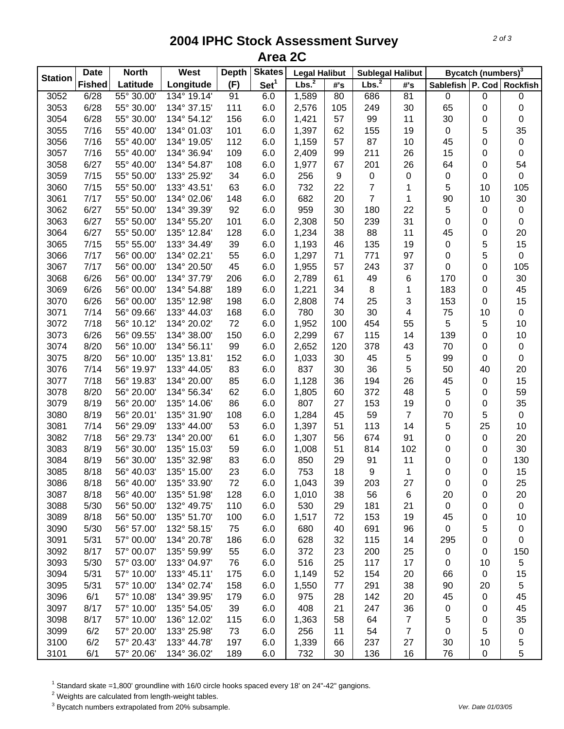# 2004 IPHC Stock Assessment Survey
## Area 2C

| Station | Date | North | West | Depth | Skates | Legal Halibut | | Sublegal Halibut | | Bycatch (numbers)[3] | | |
|---|---|---|---|---|---|---|---|---|---|---|---|---|
| | Fished | Latitude | Longitude | (F) | Set[1] | Lbs.[2] | #'s | Lbs.[2] | #'s | Sablefish | P. Cod | Rockfish |
| 3052 | 6/28 | 55° 30.00' | 134° 19.14' | 91 | 6.0 | 1,589 | 80 | 686 | 81 | 0 | 0 | 0 |
| 3053 | 6/28 | 55° 30.00' | 134° 37.15' | 111 | 6.0 | 2,576 | 105 | 249 | 30 | 65 | 0 | 0 |
| 3054 | 6/28 | 55° 30.00' | 134° 54.12' | 156 | 6.0 | 1,421 | 57 | 99 | 11 | 30 | 0 | 0 |
| 3055 | 7/16 | 55° 40.00' | 134° 01.03' | 101 | 6.0 | 1,397 | 62 | 155 | 19 | 0 | 5 | 35 |
| 3056 | 7/16 | 55° 40.00' | 134° 19.05' | 112 | 6.0 | 1,159 | 57 | 87 | 10 | 45 | 0 | 0 |
| 3057 | 7/16 | 55° 40.00' | 134° 36.94' | 109 | 6.0 | 2,409 | 99 | 211 | 26 | 15 | 0 | 0 |
| 3058 | 6/27 | 55° 40.00' | 134° 54.87' | 108 | 6.0 | 1,977 | 67 | 201 | 26 | 64 | 0 | 54 |
| 3059 | 7/15 | 55° 50.00' | 133° 25.92' | 34 | 6.0 | 256 | 9 | 0 | 0 | 0 | 0 | 0 |
| 3060 | 7/15 | 55° 50.00' | 133° 43.51' | 63 | 6.0 | 732 | 22 | 7 | 1 | 5 | 10 | 105 |
| 3061 | 7/17 | 55° 50.00' | 134° 02.06' | 148 | 6.0 | 682 | 20 | 7 | 1 | 90 | 10 | 30 |
| 3062 | 6/27 | 55° 50.00' | 134° 39.39' | 92 | 6.0 | 959 | 30 | 180 | 22 | 5 | 0 | 0 |
| 3063 | 6/27 | 55° 50.00' | 134° 55.20' | 101 | 6.0 | 2,308 | 50 | 239 | 31 | 0 | 0 | 0 |
| 3064 | 6/27 | 55° 50.00' | 135° 12.84' | 128 | 6.0 | 1,234 | 38 | 88 | 11 | 45 | 0 | 20 |
| 3065 | 7/15 | 55° 55.00' | 133° 34.49' | 39 | 6.0 | 1,193 | 46 | 135 | 19 | 0 | 5 | 15 |
| 3066 | 7/17 | 56° 00.00' | 134° 02.21' | 55 | 6.0 | 1,297 | 71 | 771 | 97 | 0 | 5 | 0 |
| 3067 | 7/17 | 56° 00.00' | 134° 20.50' | 45 | 6.0 | 1,955 | 57 | 243 | 37 | 0 | 0 | 105 |
| 3068 | 6/26 | 56° 00.00' | 134° 37.79' | 206 | 6.0 | 2,789 | 61 | 49 | 6 | 170 | 0 | 30 |
| 3069 | 6/26 | 56° 00.00' | 134° 54.88' | 189 | 6.0 | 1,221 | 34 | 8 | 1 | 183 | 0 | 45 |
| 3070 | 6/26 | 56° 00.00' | 135° 12.98' | 198 | 6.0 | 2,808 | 74 | 25 | 3 | 153 | 0 | 15 |
| 3071 | 7/14 | 56° 09.66' | 133° 44.03' | 168 | 6.0 | 780 | 30 | 30 | 4 | 75 | 10 | 0 |
| 3072 | 7/18 | 56° 10.12' | 134° 20.02' | 72 | 6.0 | 1,952 | 100 | 454 | 55 | 5 | 5 | 10 |
| 3073 | 6/26 | 56° 09.55' | 134° 38.00' | 150 | 6.0 | 2,299 | 67 | 115 | 14 | 139 | 0 | 10 |
| 3074 | 8/20 | 56° 10.00' | 134° 56.11' | 99 | 6.0 | 2,652 | 120 | 378 | 43 | 70 | 0 | 0 |
| 3075 | 8/20 | 56° 10.00' | 135° 13.81' | 152 | 6.0 | 1,033 | 30 | 45 | 5 | 99 | 0 | 0 |
| 3076 | 7/14 | 56° 19.97' | 133° 44.05' | 83 | 6.0 | 837 | 30 | 36 | 5 | 50 | 40 | 20 |
| 3077 | 7/18 | 56° 19.83' | 134° 20.00' | 85 | 6.0 | 1,128 | 36 | 194 | 26 | 45 | 0 | 15 |
| 3078 | 8/20 | 56° 20.00' | 134° 56.34' | 62 | 6.0 | 1,805 | 60 | 372 | 48 | 5 | 0 | 59 |
| 3079 | 8/19 | 56° 20.00' | 135° 14.06' | 86 | 6.0 | 807 | 27 | 153 | 19 | 0 | 0 | 35 |
| 3080 | 8/19 | 56° 20.01' | 135° 31.90' | 108 | 6.0 | 1,284 | 45 | 59 | 7 | 70 | 5 | 0 |
| 3081 | 7/14 | 56° 29.09' | 133° 44.00' | 53 | 6.0 | 1,397 | 51 | 113 | 14 | 5 | 25 | 10 |
| 3082 | 7/18 | 56° 29.73' | 134° 20.00' | 61 | 6.0 | 1,307 | 56 | 674 | 91 | 0 | 0 | 20 |
| 3083 | 8/19 | 56° 30.00' | 135° 15.03' | 59 | 6.0 | 1,008 | 51 | 814 | 102 | 0 | 0 | 30 |
| 3084 | 8/19 | 56° 30.00' | 135° 32.98' | 83 | 6.0 | 850 | 29 | 91 | 11 | 0 | 0 | 130 |
| 3085 | 8/18 | 56° 40.03' | 135° 15.00' | 23 | 6.0 | 753 | 18 | 9 | 1 | 0 | 0 | 15 |
| 3086 | 8/18 | 56° 40.00' | 135° 33.90' | 72 | 6.0 | 1,043 | 39 | 203 | 27 | 0 | 0 | 25 |
| 3087 | 8/18 | 56° 40.00' | 135° 51.98' | 128 | 6.0 | 1,010 | 38 | 56 | 6 | 20 | 0 | 20 |
| 3088 | 5/30 | 56° 50.00' | 132° 49.75' | 110 | 6.0 | 530 | 29 | 181 | 21 | 0 | 0 | 0 |
| 3089 | 8/18 | 56° 50.00' | 135° 51.70' | 100 | 6.0 | 1,517 | 72 | 153 | 19 | 45 | 0 | 10 |
| 3090 | 5/30 | 56° 57.00' | 132° 58.15' | 75 | 6.0 | 680 | 40 | 691 | 96 | 0 | 5 | 0 |
| 3091 | 5/31 | 57° 00.00' | 134° 20.78' | 186 | 6.0 | 628 | 32 | 115 | 14 | 295 | 0 | 0 |
| 3092 | 8/17 | 57° 00.07' | 135° 59.99' | 55 | 6.0 | 372 | 23 | 200 | 25 | 0 | 0 | 150 |
| 3093 | 5/30 | 57° 03.00' | 133° 04.97' | 76 | 6.0 | 516 | 25 | 117 | 17 | 0 | 10 | 5 |
| 3094 | 5/31 | 57° 10.00' | 133° 45.11' | 175 | 6.0 | 1,149 | 52 | 154 | 20 | 66 | 0 | 15 |
| 3095 | 5/31 | 57° 10.00' | 134° 02.74' | 158 | 6.0 | 1,550 | 77 | 291 | 38 | 90 | 20 | 5 |
| 3096 | 6/1 | 57° 10.08' | 134° 39.95' | 179 | 6.0 | 975 | 28 | 142 | 20 | 45 | 0 | 45 |
| 3097 | 8/17 | 57° 10.00' | 135° 54.05' | 39 | 6.0 | 408 | 21 | 247 | 36 | 0 | 0 | 45 |
| 3098 | 8/17 | 57° 10.00' | 136° 12.02' | 115 | 6.0 | 1,363 | 58 | 64 | 7 | 5 | 0 | 35 |
| 3099 | 6/2 | 57° 20.00' | 133° 25.98' | 73 | 6.0 | 256 | 11 | 54 | 7 | 0 | 5 | 0 |
| 3100 | 6/2 | 57° 20.43' | 133° 44.78' | 197 | 6.0 | 1,339 | 66 | 237 | 27 | 30 | 10 | 5 |
| 3101 | 6/1 | 57° 20.06' | 134° 36.02' | 189 | 6.0 | 732 | 30 | 136 | 16 | 76 | 0 | 5 |

[1] Standard skate =1,800' groundline with 16/0 circle hooks spaced every 18' on 24"-42" gangions.
[2] Weights are calculated from length-weight tables.
[3] Bycatch numbers extrapolated from 20% subsample.

*Ver. Date 01/03/05*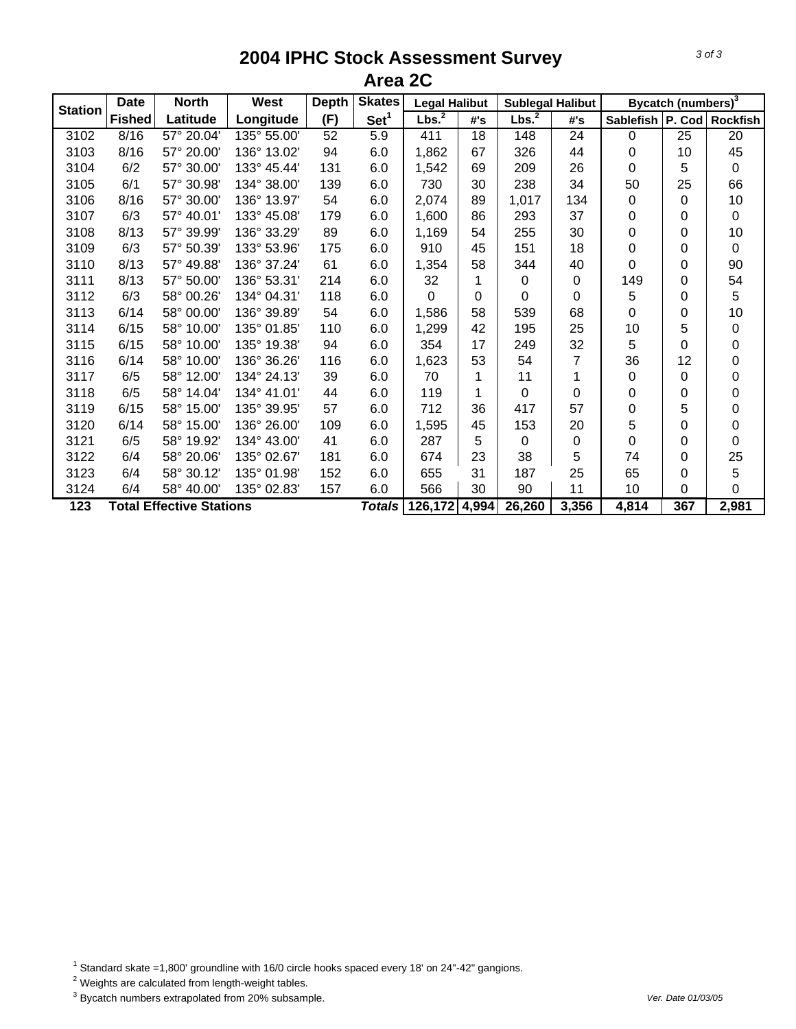# 2004 IPHC Stock Assessment Survey
## Area 2C

| Station | Date | North | West | Depth | Skates | Legal Halibut | | Sublegal Halibut | | Bycatch (numbers)[3] | | |
|---|---|---|---|---|---|---|---|---|---|---|---|---|
| | Fished | Latitude | Longitude | (F) | Set[1] | Lbs.[2] | #'s | Lbs.[2] | #'s | Sablefish | P. Cod | Rockfish |
| 3102 | 8/16 | 57° 20.04' | 135° 55.00' | 52 | 5.9 | 411 | 18 | 148 | 24 | 0 | 25 | 20 |
| 3103 | 8/16 | 57° 20.00' | 136° 13.02' | 94 | 6.0 | 1,862 | 67 | 326 | 44 | 0 | 10 | 45 |
| 3104 | 6/2 | 57° 30.00' | 133° 45.44' | 131 | 6.0 | 1,542 | 69 | 209 | 26 | 0 | 5 | 0 |
| 3105 | 6/1 | 57° 30.98' | 134° 38.00' | 139 | 6.0 | 730 | 30 | 238 | 34 | 50 | 25 | 66 |
| 3106 | 8/16 | 57° 30.00' | 136° 13.97' | 54 | 6.0 | 2,074 | 89 | 1,017 | 134 | 0 | 0 | 10 |
| 3107 | 6/3 | 57° 40.01' | 133° 45.08' | 179 | 6.0 | 1,600 | 86 | 293 | 37 | 0 | 0 | 0 |
| 3108 | 8/13 | 57° 39.99' | 136° 33.29' | 89 | 6.0 | 1,169 | 54 | 255 | 30 | 0 | 0 | 10 |
| 3109 | 6/3 | 57° 50.39' | 133° 53.96' | 175 | 6.0 | 910 | 45 | 151 | 18 | 0 | 0 | 0 |
| 3110 | 8/13 | 57° 49.88' | 136° 37.24' | 61 | 6.0 | 1,354 | 58 | 344 | 40 | 0 | 0 | 90 |
| 3111 | 8/13 | 57° 50.00' | 136° 53.31' | 214 | 6.0 | 32 | 1 | 0 | 0 | 149 | 0 | 54 |
| 3112 | 6/3 | 58° 00.26' | 134° 04.31' | 118 | 6.0 | 0 | 0 | 0 | 0 | 5 | 0 | 5 |
| 3113 | 6/14 | 58° 00.00' | 136° 39.89' | 54 | 6.0 | 1,586 | 58 | 539 | 68 | 0 | 0 | 10 |
| 3114 | 6/15 | 58° 10.00' | 135° 01.85' | 110 | 6.0 | 1,299 | 42 | 195 | 25 | 10 | 5 | 0 |
| 3115 | 6/15 | 58° 10.00' | 135° 19.38' | 94 | 6.0 | 354 | 17 | 249 | 32 | 5 | 0 | 0 |
| 3116 | 6/14 | 58° 10.00' | 136° 36.26' | 116 | 6.0 | 1,623 | 53 | 54 | 7 | 36 | 12 | 0 |
| 3117 | 6/5 | 58° 12.00' | 134° 24.13' | 39 | 6.0 | 70 | 1 | 11 | 1 | 0 | 0 | 0 |
| 3118 | 6/5 | 58° 14.04' | 134° 41.01' | 44 | 6.0 | 119 | 1 | 0 | 0 | 0 | 0 | 0 |
| 3119 | 6/15 | 58° 15.00' | 135° 39.95' | 57 | 6.0 | 712 | 36 | 417 | 57 | 0 | 5 | 0 |
| 3120 | 6/14 | 58° 15.00' | 136° 26.00' | 109 | 6.0 | 1,595 | 45 | 153 | 20 | 5 | 0 | 0 |
| 3121 | 6/5 | 58° 19.92' | 134° 43.00' | 41 | 6.0 | 287 | 5 | 0 | 0 | 0 | 0 | 0 |
| 3122 | 6/4 | 58° 20.06' | 135° 02.67' | 181 | 6.0 | 674 | 23 | 38 | 5 | 74 | 0 | 25 |
| 3123 | 6/4 | 58° 30.12' | 135° 01.98' | 152 | 6.0 | 655 | 31 | 187 | 25 | 65 | 0 | 5 |
| 3124 | 6/4 | 58° 40.00' | 135° 02.83' | 157 | 6.0 | 566 | 30 | 90 | 11 | 10 | 0 | 0 |
| **123** | **Total Effective Stations** | | | | ***Totals*** | **126,172** | **4,994** | **26,260** | **3,356** | **4,814** | **367** | **2,981** |

[1] Standard skate =1,800' groundline with 16/0 circle hooks spaced every 18' on 24"-42" gangions.
[2] Weights are calculated from length-weight tables.
[3] Bycatch numbers extrapolated from 20% subsample.

*Ver. Date 01/03/05*